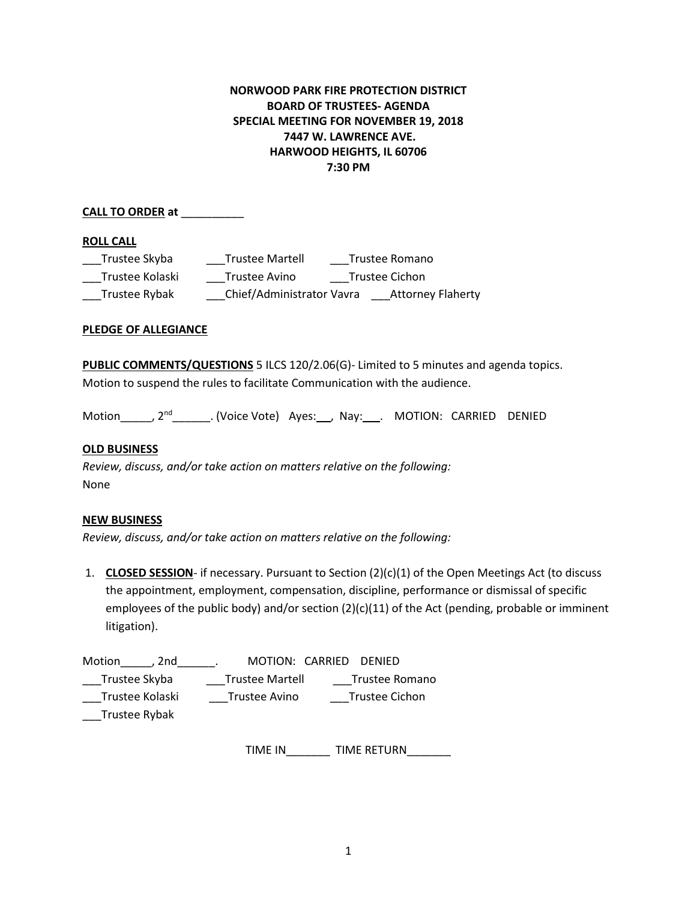**NORWOOD PARK FIRE PROTECTION DISTRICT**
**BOARD OF TRUSTEES- AGENDA**
**SPECIAL MEETING FOR NOVEMBER 19, 2018**
**7447 W. LAWRENCE AVE.**
**HARWOOD HEIGHTS, IL 60706**
**7:30 PM**

**CALL TO ORDER at** __________

**ROLL CALL**

___Trustee Skyba ___Trustee Martell ___Trustee Romano
___Trustee Kolaski ___Trustee Avino ___Trustee Cichon
___Trustee Rybak ___Chief/Administrator Vavra ___Attorney Flaherty

**PLEDGE OF ALLEGIANCE**

**PUBLIC COMMENTS/QUESTIONS** 5 ILCS 120/2.06(G)- Limited to 5 minutes and agenda topics. Motion to suspend the rules to facilitate Communication with the audience.

Motion_____, 2nd______. (Voice Vote) Ayes:___, Nay:___. MOTION: CARRIED DENIED

**OLD BUSINESS**

*Review, discuss, and/or take action on matters relative on the following:*
None

**NEW BUSINESS**

*Review, discuss, and/or take action on matters relative on the following:*

1. **CLOSED SESSION**- if necessary. Pursuant to Section (2)(c)(1) of the Open Meetings Act (to discuss the appointment, employment, compensation, discipline, performance or dismissal of specific employees of the public body) and/or section (2)(c)(11) of the Act (pending, probable or imminent litigation).

Motion_____, 2nd______. MOTION: CARRIED DENIED
___Trustee Skyba ___Trustee Martell ___Trustee Romano
___Trustee Kolaski ___Trustee Avino ___Trustee Cichon
___Trustee Rybak

TIME IN_______ TIME RETURN_______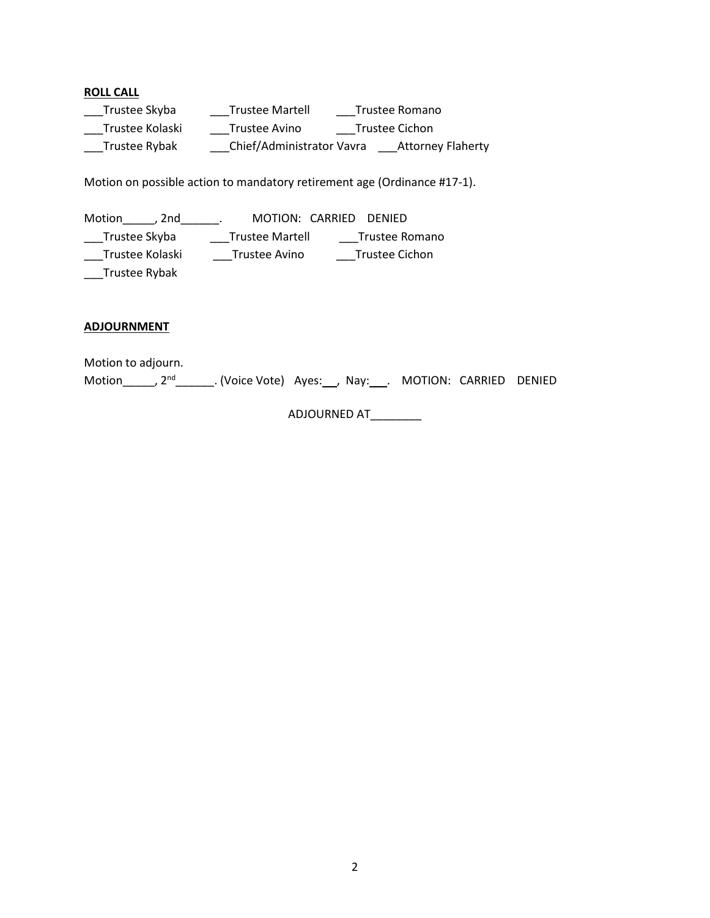**ROLL CALL**

___Trustee Skyba ___Trustee Martell ___Trustee Romano
___Trustee Kolaski ___Trustee Avino ___Trustee Cichon
___Trustee Rybak ___Chief/Administrator Vavra ___Attorney Flaherty

Motion on possible action to mandatory retirement age (Ordinance #17-1).

Motion_____, 2nd______. MOTION: CARRIED DENIED
___Trustee Skyba ___Trustee Martell ___Trustee Romano
___Trustee Kolaski ___Trustee Avino ___Trustee Cichon
___Trustee Rybak

**ADJOURNMENT**

Motion to adjourn.
Motion_____, 2nd______. (Voice Vote) Ayes:__, Nay:___. MOTION: CARRIED DENIED

ADJOURNED AT________